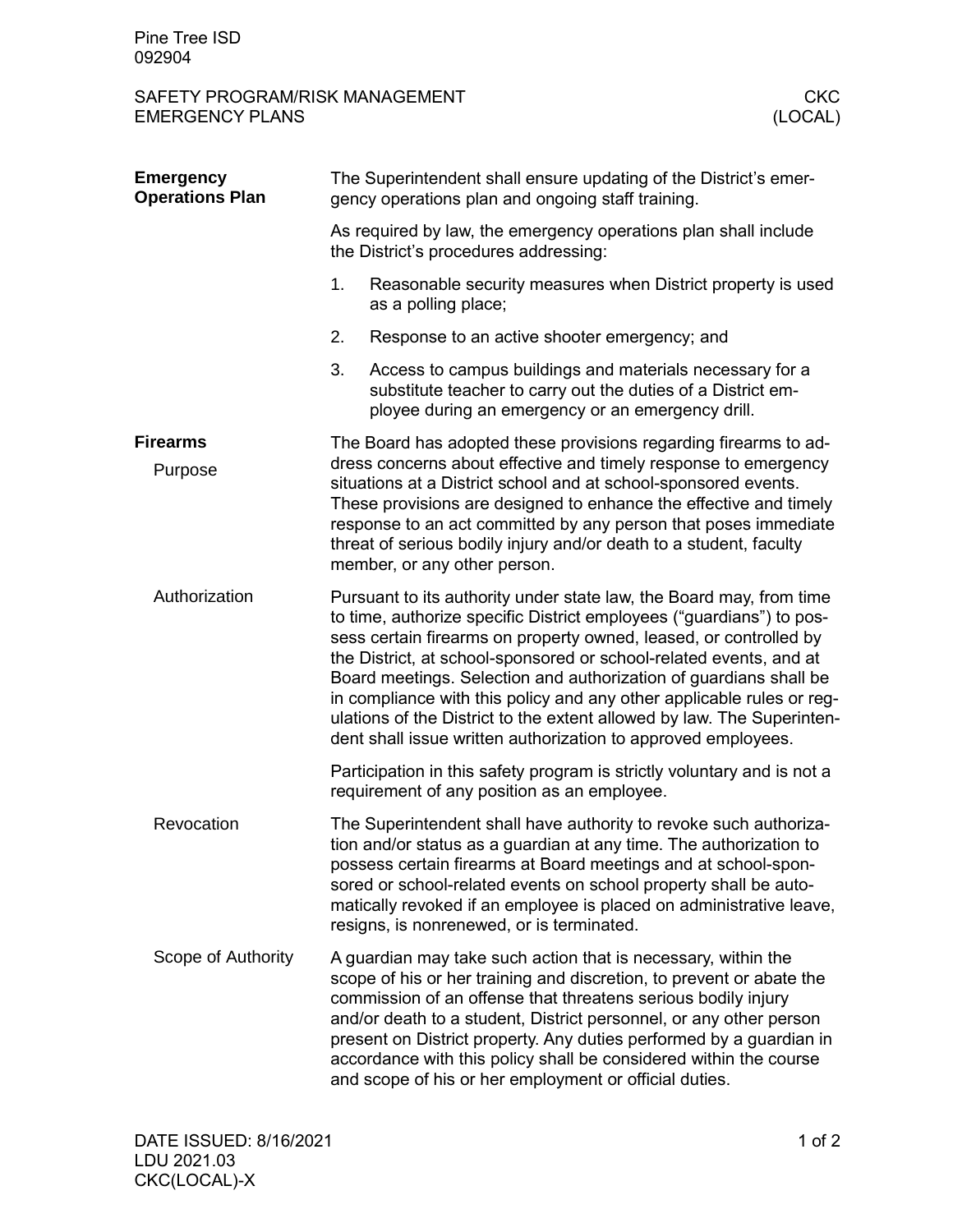Pine Tree ISD
092904

SAFETY PROGRAM/RISK MANAGEMENT
EMERGENCY PLANS

CKC
(LOCAL)

## Emergency Operations Plan

The Superintendent shall ensure updating of the District's emergency operations plan and ongoing staff training.

As required by law, the emergency operations plan shall include the District's procedures addressing:

1. Reasonable security measures when District property is used as a polling place;
2. Response to an active shooter emergency; and
3. Access to campus buildings and materials necessary for a substitute teacher to carry out the duties of a District employee during an emergency or an emergency drill.

## Firearms

### Purpose

The Board has adopted these provisions regarding firearms to address concerns about effective and timely response to emergency situations at a District school and at school-sponsored events. These provisions are designed to enhance the effective and timely response to an act committed by any person that poses immediate threat of serious bodily injury and/or death to a student, faculty member, or any other person.

### Authorization

Pursuant to its authority under state law, the Board may, from time to time, authorize specific District employees ("guardians") to possess certain firearms on property owned, leased, or controlled by the District, at school-sponsored or school-related events, and at Board meetings. Selection and authorization of guardians shall be in compliance with this policy and any other applicable rules or regulations of the District to the extent allowed by law. The Superintendent shall issue written authorization to approved employees.

Participation in this safety program is strictly voluntary and is not a requirement of any position as an employee.

### Revocation

The Superintendent shall have authority to revoke such authorization and/or status as a guardian at any time. The authorization to possess certain firearms at Board meetings and at school-sponsored or school-related events on school property shall be automatically revoked if an employee is placed on administrative leave, resigns, is nonrenewed, or is terminated.

### Scope of Authority

A guardian may take such action that is necessary, within the scope of his or her training and discretion, to prevent or abate the commission of an offense that threatens serious bodily injury and/or death to a student, District personnel, or any other person present on District property. Any duties performed by a guardian in accordance with this policy shall be considered within the course and scope of his or her employment or official duties.

DATE ISSUED: 8/16/2021
LDU 2021.03
CKC(LOCAL)-X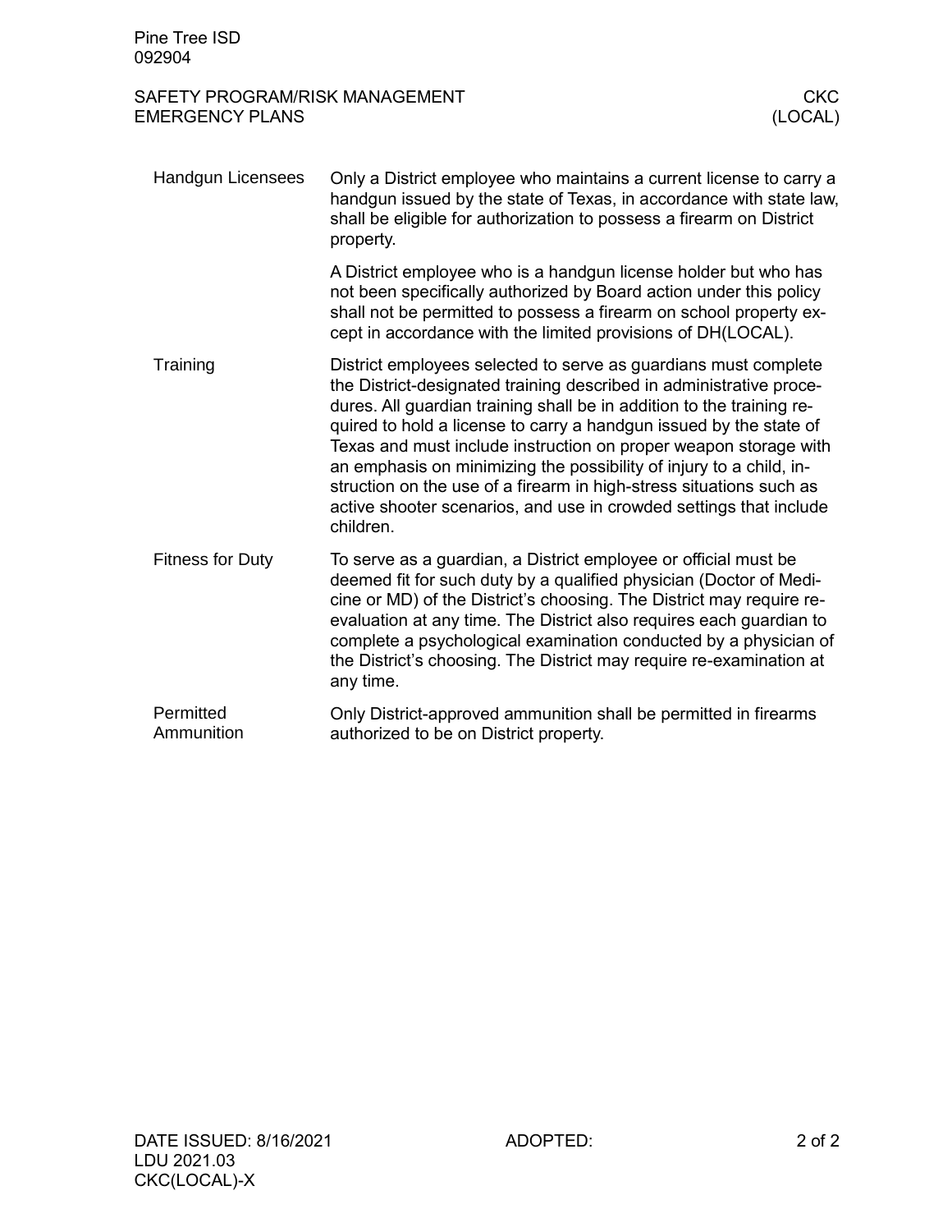## Handgun Licensees

Only a District employee who maintains a current license to carry a handgun issued by the state of Texas, in accordance with state law, shall be eligible for authorization to possess a firearm on District property.

A District employee who is a handgun license holder but who has not been specifically authorized by Board action under this policy shall not be permitted to possess a firearm on school property except in accordance with the limited provisions of DH(LOCAL).

## Training

District employees selected to serve as guardians must complete the District-designated training described in administrative procedures. All guardian training shall be in addition to the training required to hold a license to carry a handgun issued by the state of Texas and must include instruction on proper weapon storage with an emphasis on minimizing the possibility of injury to a child, instruction on the use of a firearm in high-stress situations such as active shooter scenarios, and use in crowded settings that include children.

## Fitness for Duty

To serve as a guardian, a District employee or official must be deemed fit for such duty by a qualified physician (Doctor of Medicine or MD) of the District's choosing. The District may require re-evaluation at any time. The District also requires each guardian to complete a psychological examination conducted by a physician of the District's choosing. The District may require re-examination at any time.

## Permitted Ammunition

Only District-approved ammunition shall be permitted in firearms authorized to be on District property.